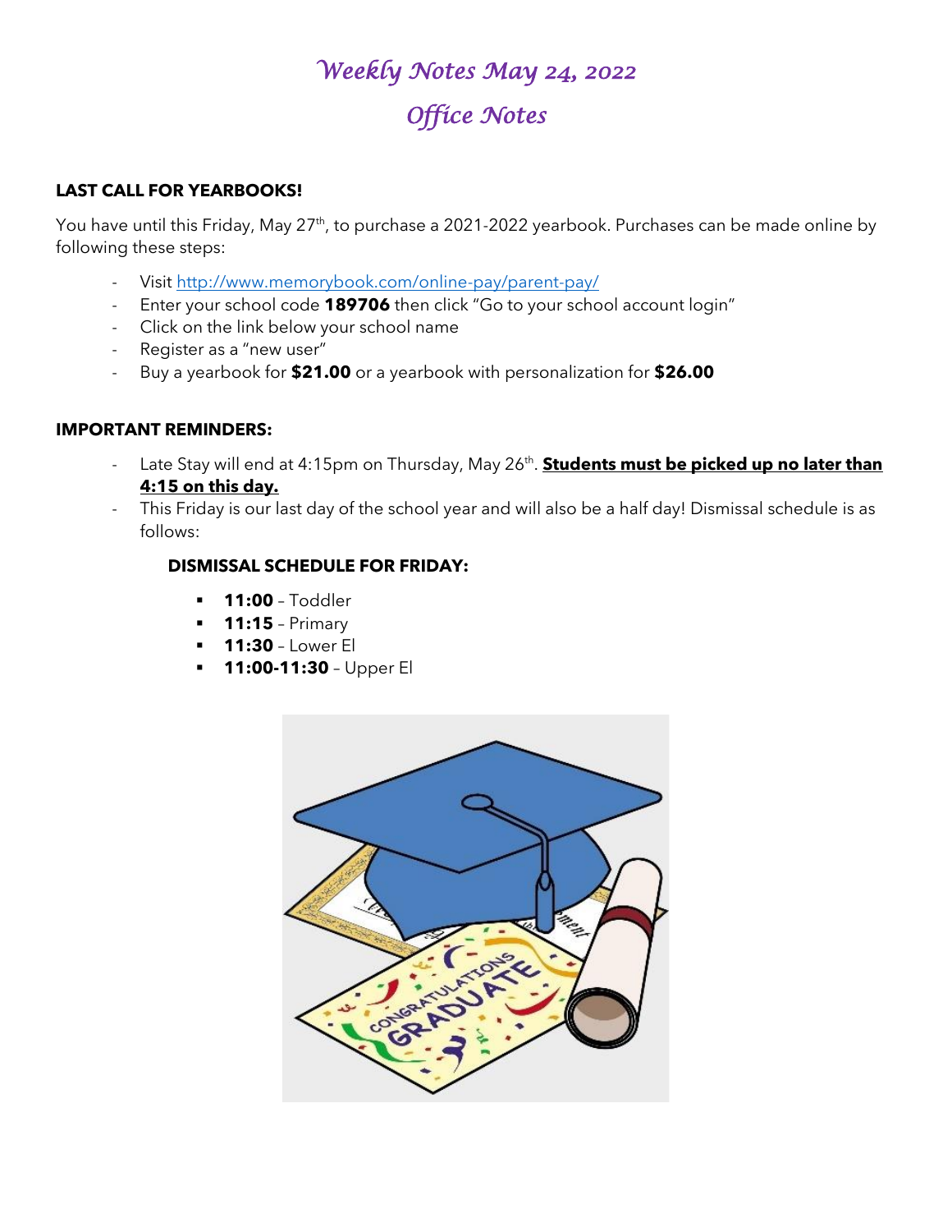# *Weekly Notes May 24, 2022*

## *Office Notes*

**LAST CALL FOR YEARBOOKS!**

You have until this Friday, May 27th, to purchase a 2021-2022 yearbook. Purchases can be made online by following these steps:

- Visit http://www.memorybook.com/online-pay/parent-pay/
- Enter your school code **189706** then click "Go to your school account login"
- Click on the link below your school name
- Register as a "new user"
- Buy a yearbook for **$21.00** or a yearbook with personalization for **$26.00**

**IMPORTANT REMINDERS:**

- Late Stay will end at 4:15pm on Thursday, May 26th. **Students must be picked up no later than 4:15 on this day.**
- This Friday is our last day of the school year and will also be a half day! Dismissal schedule is as follows:

**DISMISSAL SCHEDULE FOR FRIDAY:**

- **11:00** – Toddler
- **11:15** – Primary
- **11:30** – Lower El
- **11:00-11:30** – Upper El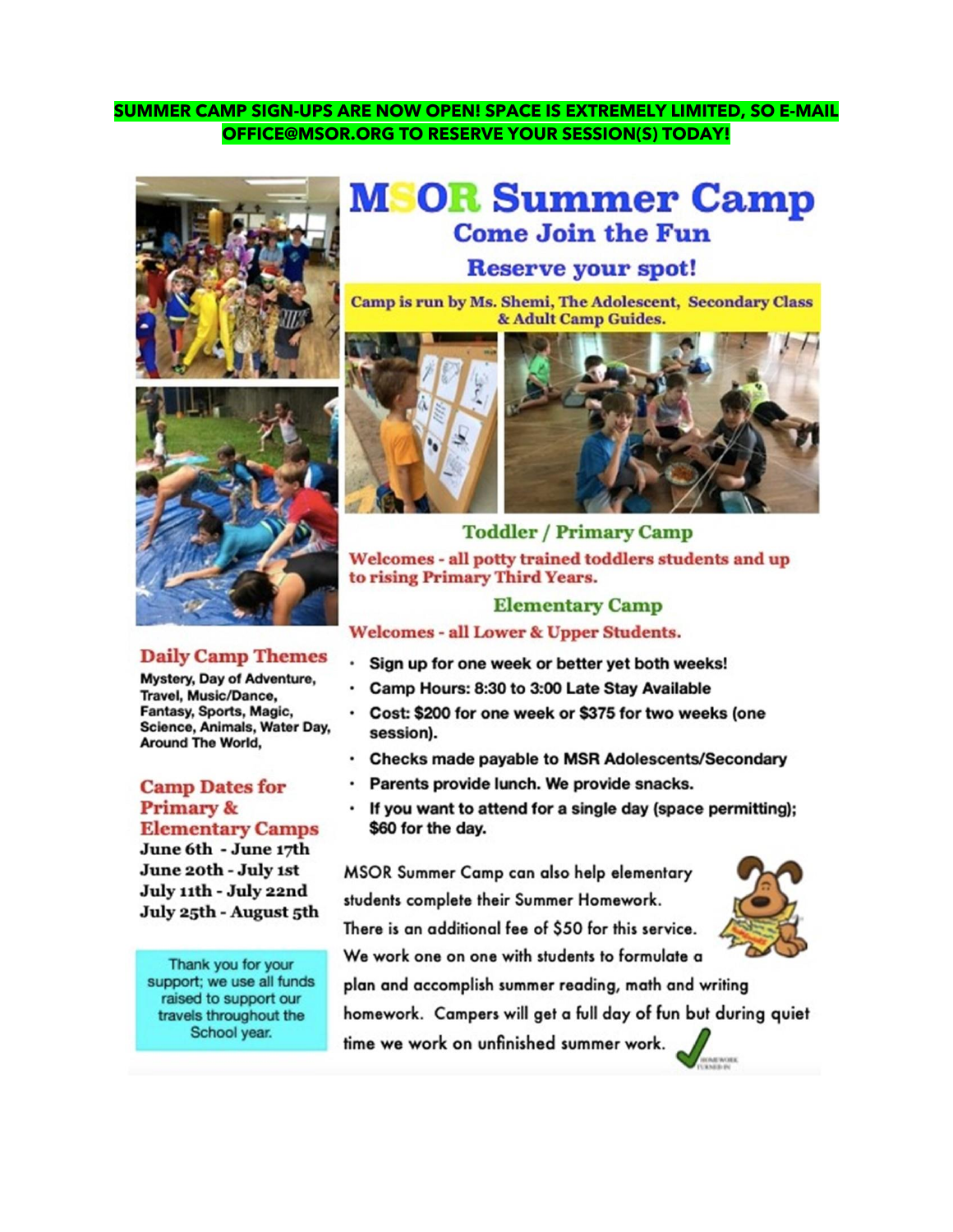**SUMMER CAMP SIGN-UPS ARE NOW OPEN! SPACE IS EXTREMELY LIMITED, SO E-MAIL OFFICE@MSOR.ORG TO RESERVE YOUR SESSION(S) TODAY!**

# MSOR Summer Camp

## Come Join the Fun

### Reserve your spot!

**Camp is run by Ms. Shemi, The Adolescent, Secondary Class & Adult Camp Guides.**

### Toddler / Primary Camp

**Welcomes - all potty trained toddlers students and up to rising Primary Third Years.**

### Elementary Camp

**Welcomes - all Lower & Upper Students.**

- **Sign up for one week or better yet both weeks!**
- **Camp Hours: 8:30 to 3:00 Late Stay Available**
- **Cost: $200 for one week or $375 for two weeks (one session).**
- **Checks made payable to MSR Adolescents/Secondary**
- **Parents provide lunch. We provide snacks.**
- **If you want to attend for a single day (space permitting); $60 for the day.**

MSOR Summer Camp can also help elementary students complete their Summer Homework. There is an additional fee of $50 for this service. We work one on one with students to formulate a plan and accomplish summer reading, math and writing homework. Campers will get a full day of fun but during quiet time we work on unfinished summer work.

### Daily Camp Themes

**Mystery, Day of Adventure, Travel, Music/Dance, Fantasy, Sports, Magic, Science, Animals, Water Day, Around The World,**

### Camp Dates for Primary & Elementary Camps

**June 6th - June 17th**
**June 20th - July 1st**
**July 11th - July 22nd**
**July 25th - August 5th**

Thank you for your support; we use all funds raised to support our travels throughout the School year.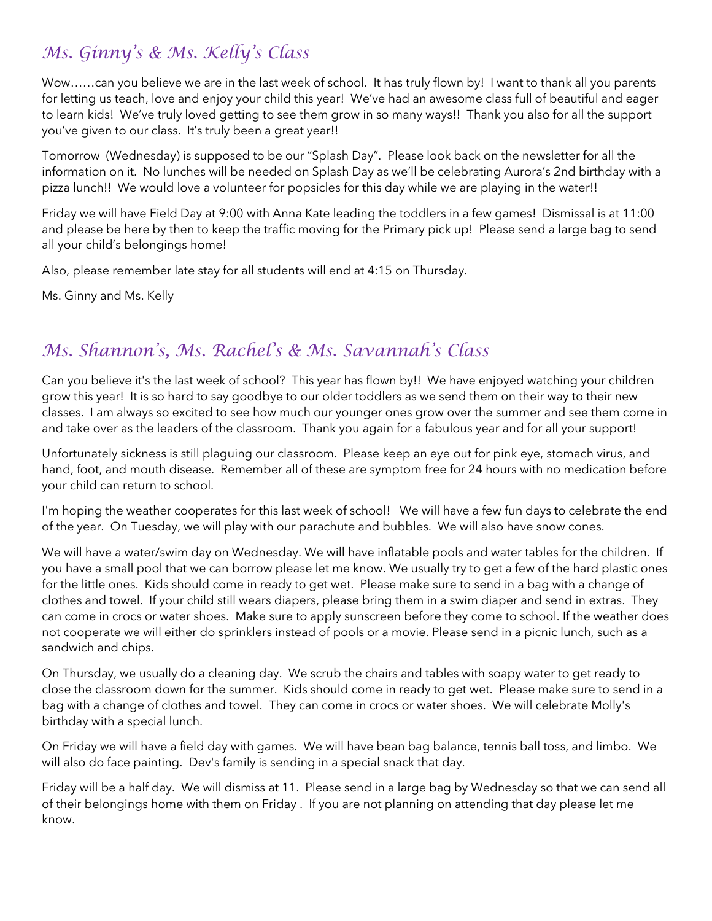## *Ms. Ginny's & Ms. Kelly's Class*

Wow……can you believe we are in the last week of school. It has truly flown by! I want to thank all you parents for letting us teach, love and enjoy your child this year! We've had an awesome class full of beautiful and eager to learn kids! We've truly loved getting to see them grow in so many ways!! Thank you also for all the support you've given to our class. It's truly been a great year!!

Tomorrow (Wednesday) is supposed to be our "Splash Day". Please look back on the newsletter for all the information on it. No lunches will be needed on Splash Day as we'll be celebrating Aurora's 2nd birthday with a pizza lunch!! We would love a volunteer for popsicles for this day while we are playing in the water!!

Friday we will have Field Day at 9:00 with Anna Kate leading the toddlers in a few games! Dismissal is at 11:00 and please be here by then to keep the traffic moving for the Primary pick up! Please send a large bag to send all your child's belongings home!

Also, please remember late stay for all students will end at 4:15 on Thursday.

Ms. Ginny and Ms. Kelly

## *Ms. Shannon's, Ms. Rachel's & Ms. Savannah's Class*

Can you believe it's the last week of school? This year has flown by!! We have enjoyed watching your children grow this year! It is so hard to say goodbye to our older toddlers as we send them on their way to their new classes. I am always so excited to see how much our younger ones grow over the summer and see them come in and take over as the leaders of the classroom. Thank you again for a fabulous year and for all your support!

Unfortunately sickness is still plaguing our classroom. Please keep an eye out for pink eye, stomach virus, and hand, foot, and mouth disease. Remember all of these are symptom free for 24 hours with no medication before your child can return to school.

I'm hoping the weather cooperates for this last week of school! We will have a few fun days to celebrate the end of the year. On Tuesday, we will play with our parachute and bubbles. We will also have snow cones.

We will have a water/swim day on Wednesday. We will have inflatable pools and water tables for the children. If you have a small pool that we can borrow please let me know. We usually try to get a few of the hard plastic ones for the little ones. Kids should come in ready to get wet. Please make sure to send in a bag with a change of clothes and towel. If your child still wears diapers, please bring them in a swim diaper and send in extras. They can come in crocs or water shoes. Make sure to apply sunscreen before they come to school. If the weather does not cooperate we will either do sprinklers instead of pools or a movie. Please send in a picnic lunch, such as a sandwich and chips.

On Thursday, we usually do a cleaning day. We scrub the chairs and tables with soapy water to get ready to close the classroom down for the summer. Kids should come in ready to get wet. Please make sure to send in a bag with a change of clothes and towel. They can come in crocs or water shoes. We will celebrate Molly's birthday with a special lunch.

On Friday we will have a field day with games. We will have bean bag balance, tennis ball toss, and limbo. We will also do face painting. Dev's family is sending in a special snack that day.

Friday will be a half day. We will dismiss at 11. Please send in a large bag by Wednesday so that we can send all of their belongings home with them on Friday . If you are not planning on attending that day please let me know.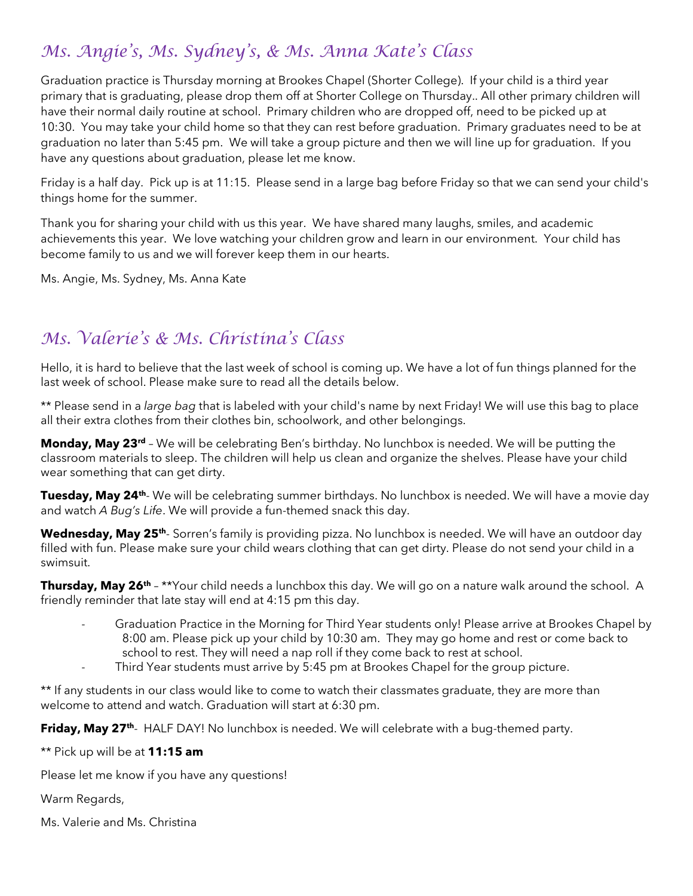## *Ms. Angie's, Ms. Sydney's, & Ms. Anna Kate's Class*

Graduation practice is Thursday morning at Brookes Chapel (Shorter College). If your child is a third year primary that is graduating, please drop them off at Shorter College on Thursday.. All other primary children will have their normal daily routine at school. Primary children who are dropped off, need to be picked up at 10:30. You may take your child home so that they can rest before graduation. Primary graduates need to be at graduation no later than 5:45 pm. We will take a group picture and then we will line up for graduation. If you have any questions about graduation, please let me know.

Friday is a half day. Pick up is at 11:15. Please send in a large bag before Friday so that we can send your child's things home for the summer.

Thank you for sharing your child with us this year. We have shared many laughs, smiles, and academic achievements this year. We love watching your children grow and learn in our environment. Your child has become family to us and we will forever keep them in our hearts.

Ms. Angie, Ms. Sydney, Ms. Anna Kate

## *Ms. Valerie's & Ms. Christina's Class*

Hello, it is hard to believe that the last week of school is coming up. We have a lot of fun things planned for the last week of school. Please make sure to read all the details below.

** Please send in a *large bag* that is labeled with your child's name by next Friday! We will use this bag to place all their extra clothes from their clothes bin, schoolwork, and other belongings.

**Monday, May 23rd** – We will be celebrating Ben's birthday. No lunchbox is needed. We will be putting the classroom materials to sleep. The children will help us clean and organize the shelves. Please have your child wear something that can get dirty.

**Tuesday, May 24th**- We will be celebrating summer birthdays. No lunchbox is needed. We will have a movie day and watch *A Bug's Life*. We will provide a fun-themed snack this day.

**Wednesday, May 25th**- Sorren's family is providing pizza. No lunchbox is needed. We will have an outdoor day filled with fun. Please make sure your child wears clothing that can get dirty. Please do not send your child in a swimsuit.

**Thursday, May 26th** – **Your child needs a lunchbox this day. We will go on a nature walk around the school. A friendly reminder that late stay will end at 4:15 pm this day.

- Graduation Practice in the Morning for Third Year students only! Please arrive at Brookes Chapel by 8:00 am. Please pick up your child by 10:30 am. They may go home and rest or come back to school to rest. They will need a nap roll if they come back to rest at school.
- Third Year students must arrive by 5:45 pm at Brookes Chapel for the group picture.

** If any students in our class would like to come to watch their classmates graduate, they are more than welcome to attend and watch. Graduation will start at 6:30 pm.

**Friday, May 27th**- HALF DAY! No lunchbox is needed. We will celebrate with a bug-themed party.

** Pick up will be at **11:15 am**

Please let me know if you have any questions!

Warm Regards,

Ms. Valerie and Ms. Christina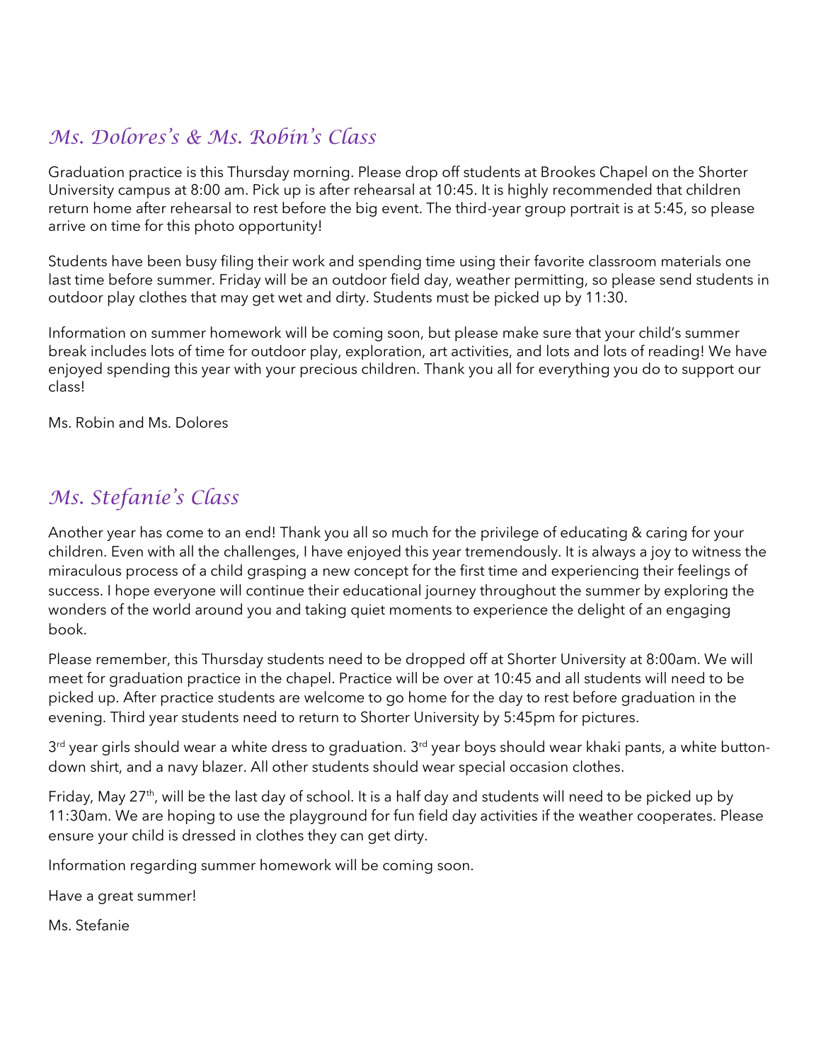## *Ms. Dolores's & Ms. Robin's Class*

Graduation practice is this Thursday morning. Please drop off students at Brookes Chapel on the Shorter University campus at 8:00 am. Pick up is after rehearsal at 10:45. It is highly recommended that children return home after rehearsal to rest before the big event. The third-year group portrait is at 5:45, so please arrive on time for this photo opportunity!

Students have been busy filing their work and spending time using their favorite classroom materials one last time before summer. Friday will be an outdoor field day, weather permitting, so please send students in outdoor play clothes that may get wet and dirty. Students must be picked up by 11:30.

Information on summer homework will be coming soon, but please make sure that your child's summer break includes lots of time for outdoor play, exploration, art activities, and lots and lots of reading! We have enjoyed spending this year with your precious children. Thank you all for everything you do to support our class!

Ms. Robin and Ms. Dolores

## *Ms. Stefanie's Class*

Another year has come to an end! Thank you all so much for the privilege of educating & caring for your children. Even with all the challenges, I have enjoyed this year tremendously. It is always a joy to witness the miraculous process of a child grasping a new concept for the first time and experiencing their feelings of success. I hope everyone will continue their educational journey throughout the summer by exploring the wonders of the world around you and taking quiet moments to experience the delight of an engaging book.

Please remember, this Thursday students need to be dropped off at Shorter University at 8:00am. We will meet for graduation practice in the chapel. Practice will be over at 10:45 and all students will need to be picked up. After practice students are welcome to go home for the day to rest before graduation in the evening. Third year students need to return to Shorter University by 5:45pm for pictures.

3rd year girls should wear a white dress to graduation. 3rd year boys should wear khaki pants, a white button-down shirt, and a navy blazer. All other students should wear special occasion clothes.

Friday, May 27th, will be the last day of school. It is a half day and students will need to be picked up by 11:30am. We are hoping to use the playground for fun field day activities if the weather cooperates. Please ensure your child is dressed in clothes they can get dirty.

Information regarding summer homework will be coming soon.

Have a great summer!

Ms. Stefanie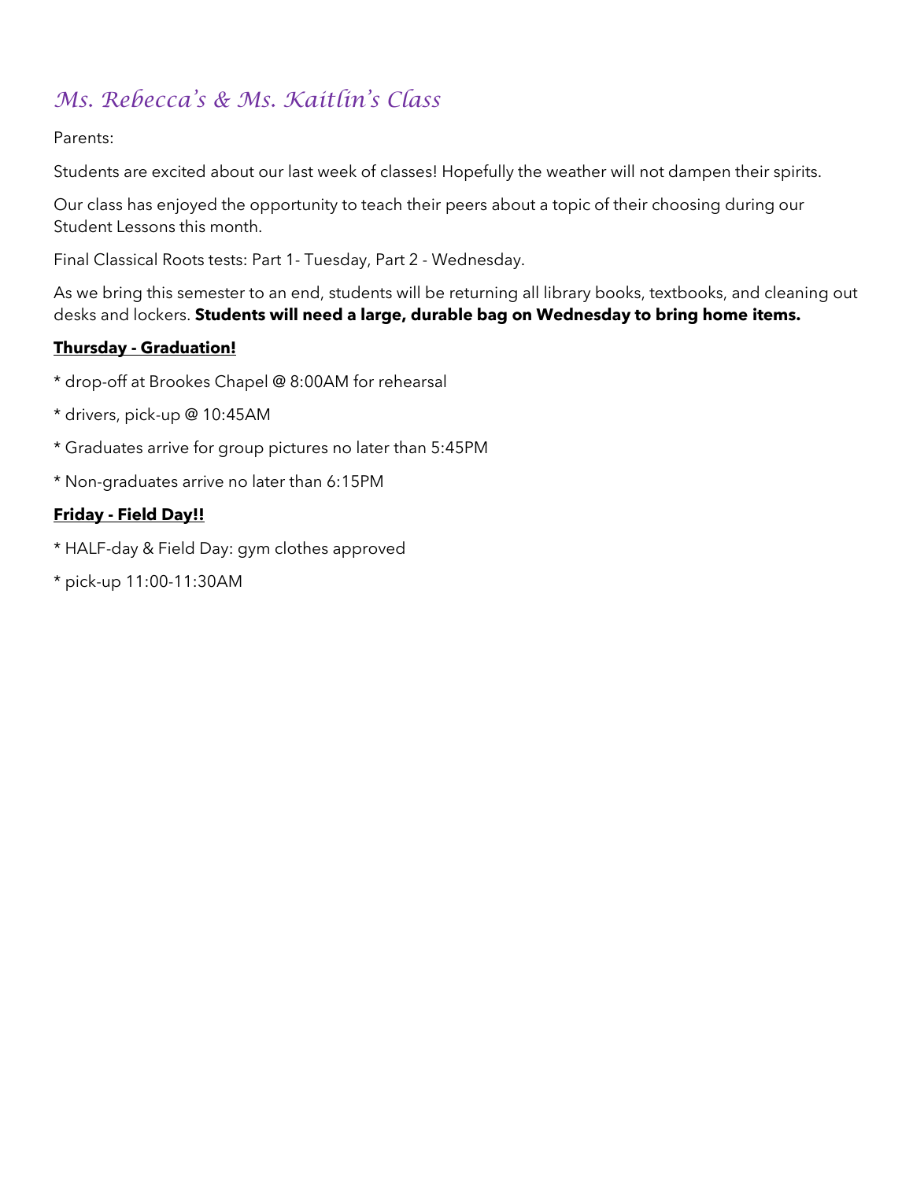## *Ms. Rebecca's & Ms. Kaitlin's Class*

Parents:

Students are excited about our last week of classes! Hopefully the weather will not dampen their spirits.

Our class has enjoyed the opportunity to teach their peers about a topic of their choosing during our Student Lessons this month.

Final Classical Roots tests: Part 1- Tuesday, Part 2 - Wednesday.

As we bring this semester to an end, students will be returning all library books, textbooks, and cleaning out desks and lockers. **Students will need a large, durable bag on Wednesday to bring home items.**

**Thursday - Graduation!**

* drop-off at Brookes Chapel @ 8:00AM for rehearsal
* drivers, pick-up @ 10:45AM
* Graduates arrive for group pictures no later than 5:45PM
* Non-graduates arrive no later than 6:15PM

**Friday - Field Day!!**

* HALF-day & Field Day: gym clothes approved
* pick-up 11:00-11:30AM